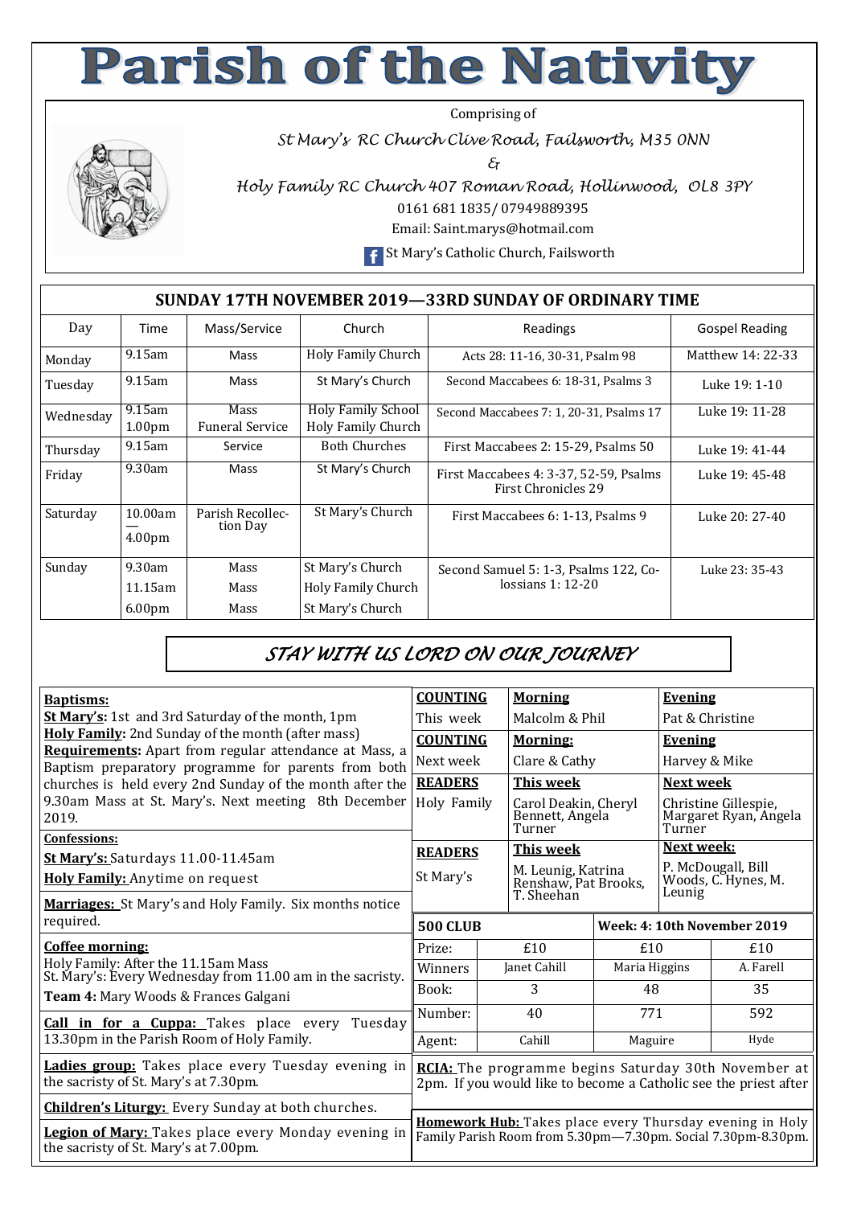# Parish of the Nativity

Comprising of

*St Mary's RC Church Clive Road, Failsworth, M35 0NN*

*&*

*Holy Family RC Church 407 Roman Road, Hollinwood, OL8 3PY*

0161 681 1835/ 07949889395

Email: Saint.marys@hotmail.com

St Mary's Catholic Church, Failsworth

## SUNDAY 17TH NOVEMBER 2019—33RD SUNDAY OF ORDINARY TIME

| Day | Time | Mass/Service | Church | Readings | Gospel Reading |
|---|---|---|---|---|---|
| Monday | 9.15am | Mass | Holy Family Church | Acts 28: 11-16, 30-31, Psalm 98 | Matthew 14: 22-33 |
| Tuesday | 9.15am | Mass | St Mary's Church | Second Maccabees 6: 18-31, Psalms 3 | Luke 19: 1-10 |
| Wednesday | 9.15am<br>1.00pm | Mass<br>Funeral Service | Holy Family School<br>Holy Family Church | Second Maccabees 7: 1, 20-31, Psalms 17 | Luke 19: 11-28 |
| Thursday | 9.15am | Service | Both Churches | First Maccabees 2: 15-29, Psalms 50 | Luke 19: 41-44 |
| Friday | 9.30am | Mass | St Mary's Church | First Maccabees 4: 3-37, 52-59, Psalms First Chronicles 29 | Luke 19: 45-48 |
| Saturday | 10.00am — 4.00pm | Parish Recollection Day | St Mary's Church | First Maccabees 6: 1-13, Psalms 9 | Luke 20: 27-40 |
| Sunday | 9.30am<br>11.15am<br>6.00pm | Mass<br>Mass<br>Mass | St Mary's Church<br>Holy Family Church<br>St Mary's Church | Second Samuel 5: 1-3, Psalms 122, Colossians 1: 12-20 | Luke 23: 35-43 |

## *STAY WITH US LORD ON OUR JOURNEY*

**Baptisms:**
**St Mary's:** 1st and 3rd Saturday of the month, 1pm
**Holy Family:** 2nd Sunday of the month (after mass)
**Requirements:** Apart from regular attendance at Mass, a Baptism preparatory programme for parents from both churches is held every 2nd Sunday of the month after the 9.30am Mass at St. Mary's. Next meeting 8th December 2019.

**Confessions:**
**St Mary's:** Saturdays 11.00-11.45am
**Holy Family:** Anytime on request

**Marriages:** St Mary's and Holy Family. Six months notice required.

**Coffee morning:**
Holy Family: After the 11.15am Mass
St. Mary's: Every Wednesday from 11.00 am in the sacristy.
**Team 4:** Mary Woods & Frances Galgani

**Call in for a Cuppa:** Takes place every Tuesday 13.30pm in the Parish Room of Holy Family.

**Ladies group:** Takes place every Tuesday evening in the sacristy of St. Mary's at 7.30pm.

**Children's Liturgy:** Every Sunday at both churches.

**Legion of Mary:** Takes place every Monday evening in the sacristy of St. Mary's at 7.00pm.

| **COUNTING** | **Morning** | **Evening** |
|---|---|---|
| This week | Malcolm & Phil | Pat & Christine |
| **COUNTING** | **Morning:** | **Evening** |
| Next week | Clare & Cathy | Harvey & Mike |
| **READERS** | **This week** | **Next week** |
| Holy Family | Carol Deakin, Cheryl Bennett, Angela Turner | Christine Gillespie, Margaret Ryan, Angela Turner |
| **READERS** | **This week** | **Next week:** |
| St Mary's | M. Leunig, Katrina Renshaw, Pat Brooks, T. Sheehan | P. McDougall, Bill Woods, C. Hynes, M. Leunig |

| **500 CLUB** | | **Week: 4: 10th November 2019** | |
|---|---|---|---|
| Prize: | £10 | £10 | £10 |
| Winners | Janet Cahill | Maria Higgins | A. Farell |
| Book: | 3 | 48 | 35 |
| Number: | 40 | 771 | 592 |
| Agent: | Cahill | Maguire | Hyde |

**RCIA:** The programme begins Saturday 30th November at 2pm. If you would like to become a Catholic see the priest after

**Homework Hub:** Takes place every Thursday evening in Holy Family Parish Room from 5.30pm—7.30pm. Social 7.30pm-8.30pm.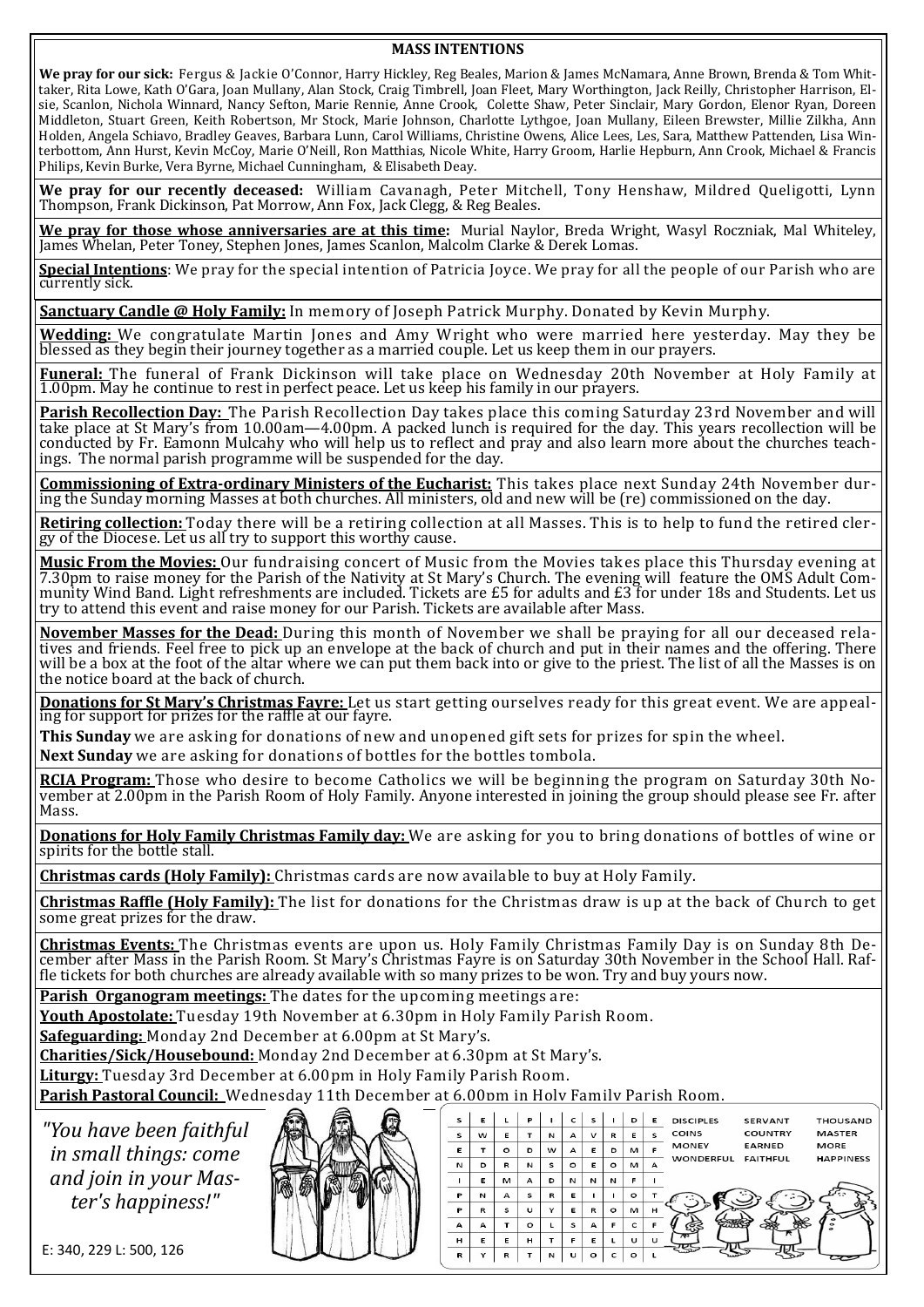## MASS INTENTIONS

**We pray for our sick:** Fergus & Jackie O'Connor, Harry Hickley, Reg Beales, Marion & James McNamara, Anne Brown, Brenda & Tom Whittaker, Rita Lowe, Kath O'Gara, Joan Mullany, Alan Stock, Craig Timbrell, Joan Fleet, Mary Worthington, Jack Reilly, Christopher Harrison, Elsie, Scanlon, Nichola Winnard, Nancy Sefton, Marie Rennie, Anne Crook, Colette Shaw, Peter Sinclair, Mary Gordon, Elenor Ryan, Doreen Middleton, Stuart Green, Keith Robertson, Mr Stock, Marie Johnson, Charlotte Lythgoe, Joan Mullany, Eileen Brewster, Millie Zilkha, Ann Holden, Angela Schiavo, Bradley Geaves, Barbara Lunn, Carol Williams, Christine Owens, Alice Lees, Les, Sara, Matthew Pattenden, Lisa Winterbottom, Ann Hurst, Kevin McCoy, Marie O'Neill, Ron Matthias, Nicole White, Harry Groom, Harlie Hepburn, Ann Crook, Michael & Francis Philips, Kevin Burke, Vera Byrne, Michael Cunningham, & Elisabeth Deay.

**We pray for our recently deceased:** William Cavanagh, Peter Mitchell, Tony Henshaw, Mildred Queligotti, Lynn Thompson, Frank Dickinson, Pat Morrow, Ann Fox, Jack Clegg, & Reg Beales.

**We pray for those whose anniversaries are at this time:** Murial Naylor, Breda Wright, Wasyl Roczniak, Mal Whiteley, James Whelan, Peter Toney, Stephen Jones, James Scanlon, Malcolm Clarke & Derek Lomas.

**Special Intentions**: We pray for the special intention of Patricia Joyce. We pray for all the people of our Parish who are currently sick.

**Sanctuary Candle @ Holy Family:** In memory of Joseph Patrick Murphy. Donated by Kevin Murphy.

**Wedding:** We congratulate Martin Jones and Amy Wright who were married here yesterday. May they be blessed as they begin their journey together as a married couple. Let us keep them in our prayers.

**Funeral:** The funeral of Frank Dickinson will take place on Wednesday 20th November at Holy Family at 1.00pm. May he continue to rest in perfect peace. Let us keep his family in our prayers.

**Parish Recollection Day:** The Parish Recollection Day takes place this coming Saturday 23rd November and will take place at St Mary's from 10.00am—4.00pm. A packed lunch is required for the day. This years recollection will be conducted by Fr. Eamonn Mulcahy who will help us to reflect and pray and also learn more about the churches teachings. The normal parish programme will be suspended for the day.

**Commissioning of Extra-ordinary Ministers of the Eucharist:** This takes place next Sunday 24th November during the Sunday morning Masses at both churches. All ministers, old and new will be (re) commissioned on the day.

**Retiring collection:** Today there will be a retiring collection at all Masses. This is to help to fund the retired clergy of the Diocese. Let us all try to support this worthy cause.

**Music From the Movies:** Our fundraising concert of Music from the Movies takes place this Thursday evening at 7.30pm to raise money for the Parish of the Nativity at St Mary's Church. The evening will feature the OMS Adult Community Wind Band. Light refreshments are included. Tickets are £5 for adults and £3 for under 18s and Students. Let us try to attend this event and raise money for our Parish. Tickets are available after Mass.

**November Masses for the Dead:** During this month of November we shall be praying for all our deceased relatives and friends. Feel free to pick up an envelope at the back of church and put in their names and the offering. There will be a box at the foot of the altar where we can put them back into or give to the priest. The list of all the Masses is on the notice board at the back of church.

**Donations for St Mary's Christmas Fayre:** Let us start getting ourselves ready for this great event. We are appealing for support for prizes for the raffle at our fayre.

**This Sunday** we are asking for donations of new and unopened gift sets for prizes for spin the wheel.

**Next Sunday** we are asking for donations of bottles for the bottles tombola.

**RCIA Program:** Those who desire to become Catholics we will be beginning the program on Saturday 30th November at 2.00pm in the Parish Room of Holy Family. Anyone interested in joining the group should please see Fr. after Mass.

**Donations for Holy Family Christmas Family day:** We are asking for you to bring donations of bottles of wine or spirits for the bottle stall.

**Christmas cards (Holy Family):** Christmas cards are now available to buy at Holy Family.

**Christmas Raffle (Holy Family):** The list for donations for the Christmas draw is up at the back of Church to get some great prizes for the draw.

**Christmas Events:** The Christmas events are upon us. Holy Family Christmas Family Day is on Sunday 8th December after Mass in the Parish Room. St Mary's Christmas Fayre is on Saturday 30th November in the School Hall. Raffle tickets for both churches are already available with so many prizes to be won. Try and buy yours now.

**Parish Organogram meetings:** The dates for the upcoming meetings are:

**Youth Apostolate:** Tuesday 19th November at 6.30pm in Holy Family Parish Room.

**Safeguarding:** Monday 2nd December at 6.00pm at St Mary's.

**Charities/Sick/Housebound:** Monday 2nd December at 6.30pm at St Mary's.

**Liturgy:** Tuesday 3rd December at 6.00pm in Holy Family Parish Room.

**Parish Pastoral Council:** Wednesday 11th December at 6.00pm in Holy Family Parish Room.

*"You have been faithful in small things: come and join in your Master's happiness!"*

E: 340, 229 L: 500, 126

| | | | | | | | | | |
|---|---|---|---|---|---|---|---|---|---|
| S | E | L | P | I | C | S | I | D | E |
| S | W | E | T | N | A | V | R | E | S |
| E | T | O | D | W | A | E | D | M | F |
| N | D | R | N | S | O | E | O | M | A |
| I | E | M | A | D | N | N | N | F | I |
| P | N | A | S | R | E | I | I | O | T |
| P | R | S | U | Y | E | R | O | M | H |
| A | A | T | O | L | S | A | F | C | F |
| H | E | E | H | T | F | E | L | U | U |
| R | Y | R | T | N | U | O | C | O | L |

DISCIPLES SERVANT THOUSAND
COINS COUNTRY MASTER
MONEY EARNED MORE
WONDERFUL FAITHFUL HAPPINESS